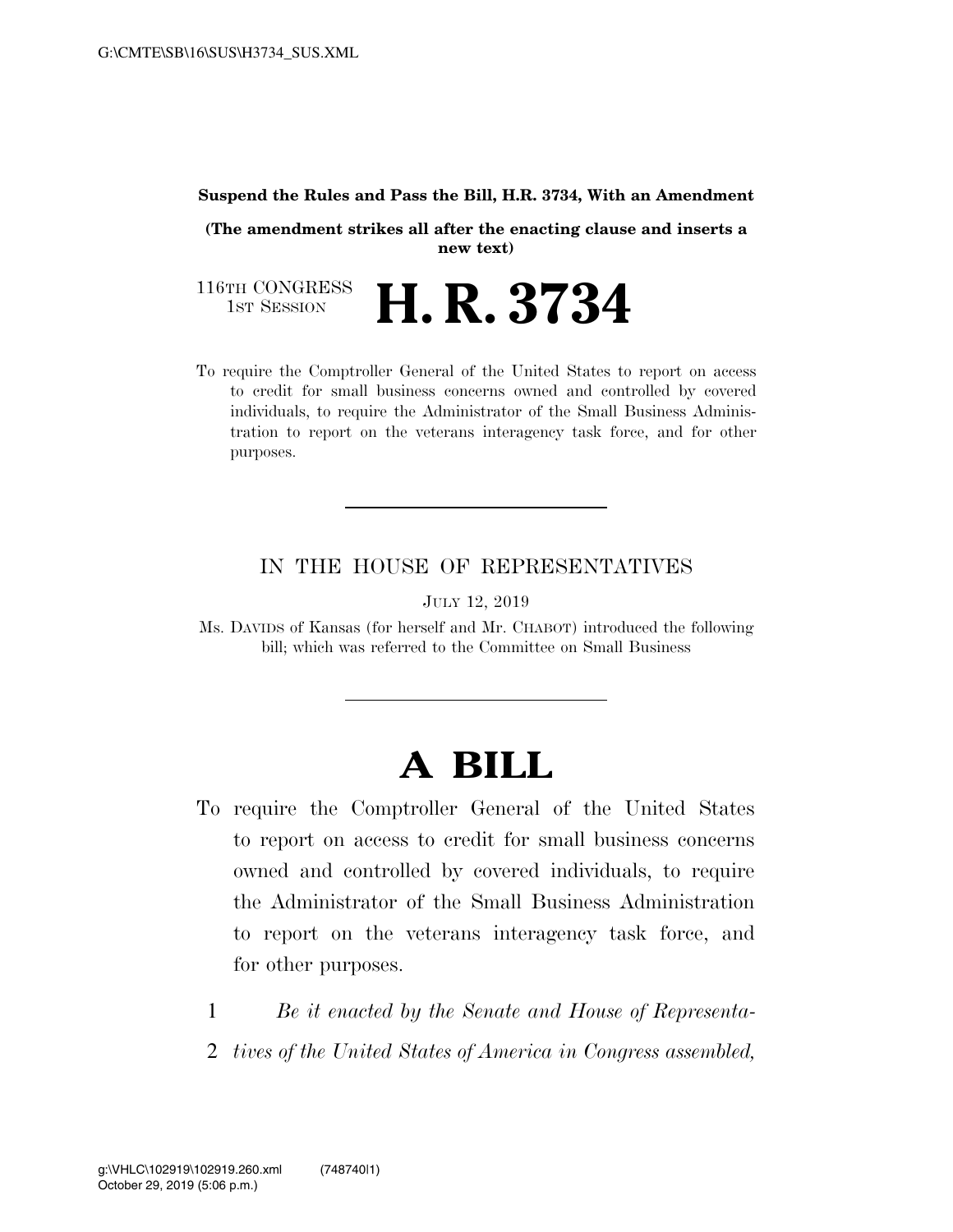**Suspend the Rules and Pass the Bill, H.R. 3734, With an Amendment**

**(The amendment strikes all after the enacting clause and inserts a new text)**

116TH CONGRESS
1ST SESSION

# H. R. 3734

To require the Comptroller General of the United States to report on access to credit for small business concerns owned and controlled by covered individuals, to require the Administrator of the Small Business Administration to report on the veterans interagency task force, and for other purposes.

---

IN THE HOUSE OF REPRESENTATIVES

JULY 12, 2019

Ms. DAVIDS of Kansas (for herself and Mr. CHABOT) introduced the following bill; which was referred to the Committee on Small Business

---

# A BILL

To require the Comptroller General of the United States to report on access to credit for small business concerns owned and controlled by covered individuals, to require the Administrator of the Small Business Administration to report on the veterans interagency task force, and for other purposes.

1 *Be it enacted by the Senate and House of Representa-*
2 *tives of the United States of America in Congress assembled,*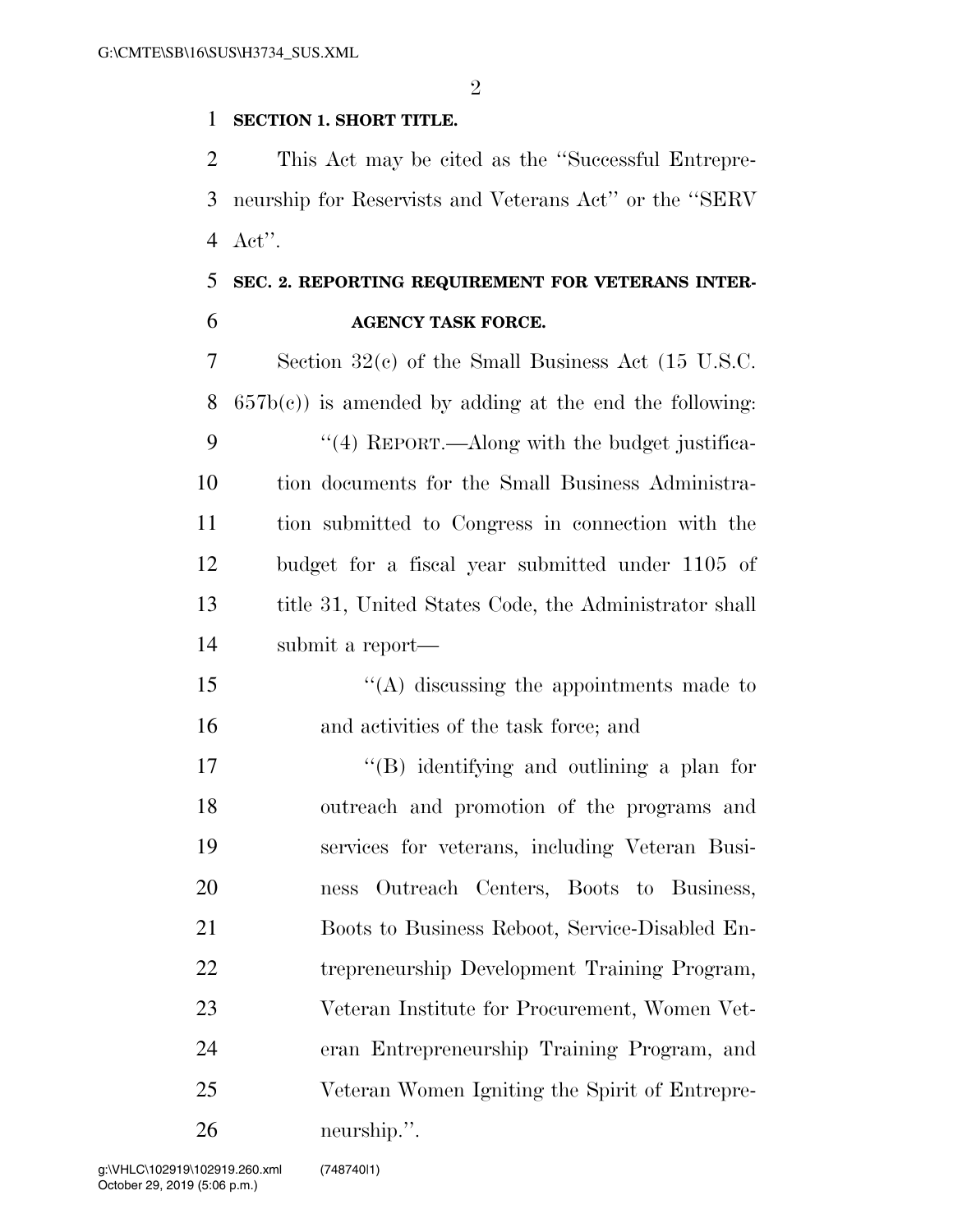**SECTION 1. SHORT TITLE.**

This Act may be cited as the ''Successful Entrepreneurship for Reservists and Veterans Act'' or the ''SERV Act''.

**SEC. 2. REPORTING REQUIREMENT FOR VETERANS INTERAGENCY TASK FORCE.**

Section 32(c) of the Small Business Act (15 U.S.C. 657b(c)) is amended by adding at the end the following:

''(4) REPORT.—Along with the budget justification documents for the Small Business Administration submitted to Congress in connection with the budget for a fiscal year submitted under 1105 of title 31, United States Code, the Administrator shall submit a report—

''(A) discussing the appointments made to and activities of the task force; and

''(B) identifying and outlining a plan for outreach and promotion of the programs and services for veterans, including Veteran Business Outreach Centers, Boots to Business, Boots to Business Reboot, Service-Disabled Entrepreneurship Development Training Program, Veteran Institute for Procurement, Women Veteran Entrepreneurship Training Program, and Veteran Women Igniting the Spirit of Entrepreneurship.''.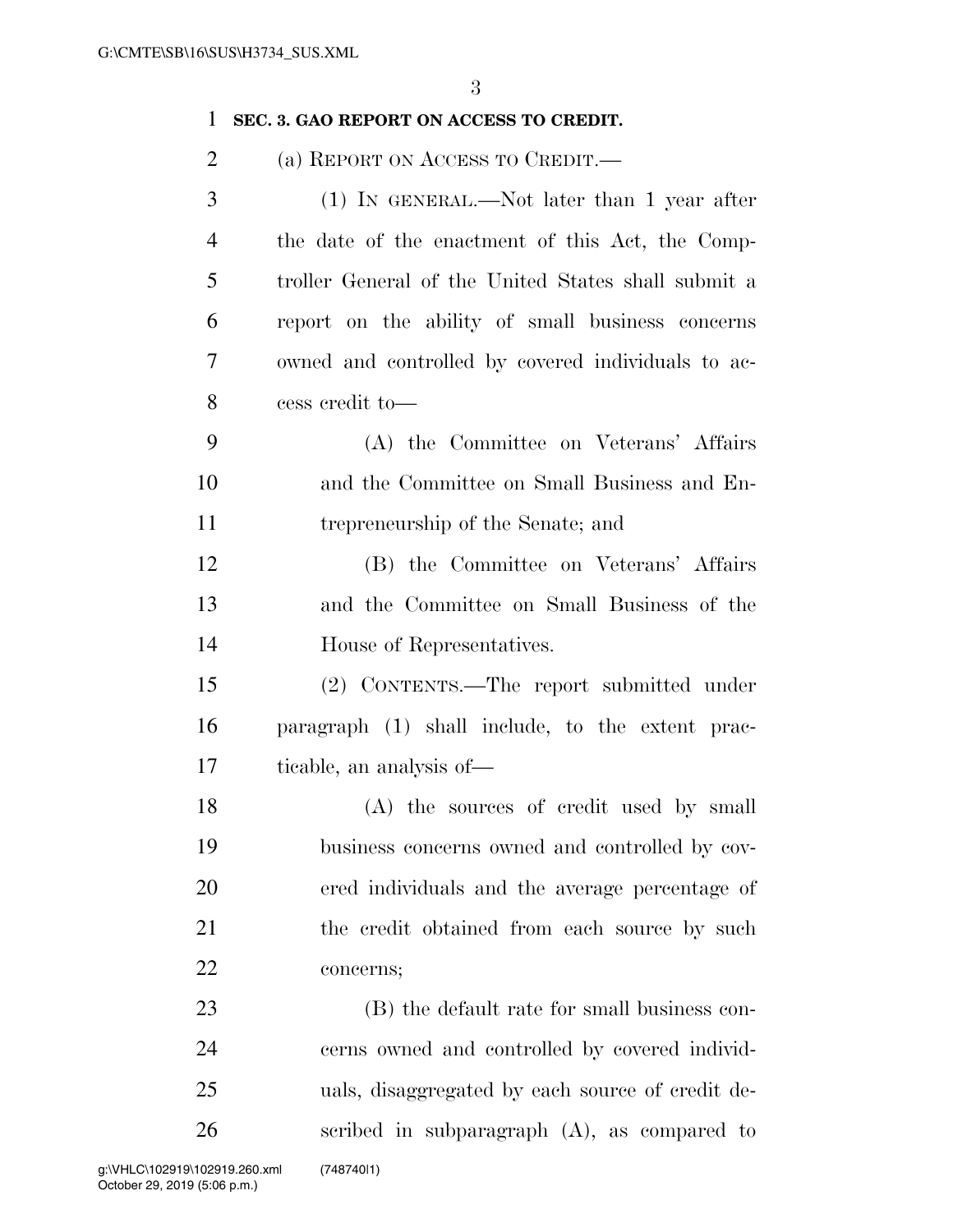**SEC. 3. GAO REPORT ON ACCESS TO CREDIT.**

(a) REPORT ON ACCESS TO CREDIT.—

(1) IN GENERAL.—Not later than 1 year after the date of the enactment of this Act, the Comptroller General of the United States shall submit a report on the ability of small business concerns owned and controlled by covered individuals to access credit to—

(A) the Committee on Veterans' Affairs and the Committee on Small Business and Entrepreneurship of the Senate; and

(B) the Committee on Veterans' Affairs and the Committee on Small Business of the House of Representatives.

(2) CONTENTS.—The report submitted under paragraph (1) shall include, to the extent practicable, an analysis of—

(A) the sources of credit used by small business concerns owned and controlled by covered individuals and the average percentage of the credit obtained from each source by such concerns;

(B) the default rate for small business concerns owned and controlled by covered individuals, disaggregated by each source of credit described in subparagraph (A), as compared to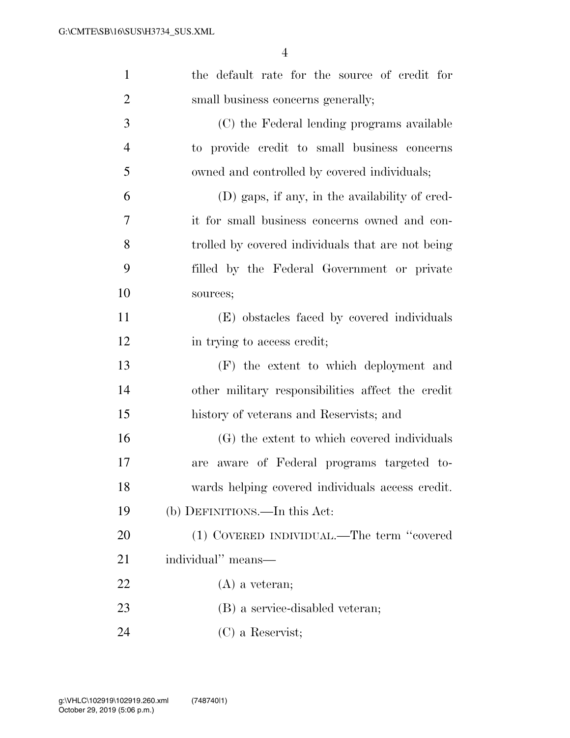the default rate for the source of credit for small business concerns generally;

(C) the Federal lending programs available to provide credit to small business concerns owned and controlled by covered individuals;

(D) gaps, if any, in the availability of credit for small business concerns owned and controlled by covered individuals that are not being filled by the Federal Government or private sources;

(E) obstacles faced by covered individuals in trying to access credit;

(F) the extent to which deployment and other military responsibilities affect the credit history of veterans and Reservists; and

(G) the extent to which covered individuals are aware of Federal programs targeted towards helping covered individuals access credit.

(b) DEFINITIONS.—In this Act:

(1) COVERED INDIVIDUAL.—The term ''covered individual'' means—

(A) a veteran;

(B) a service-disabled veteran;

(C) a Reservist;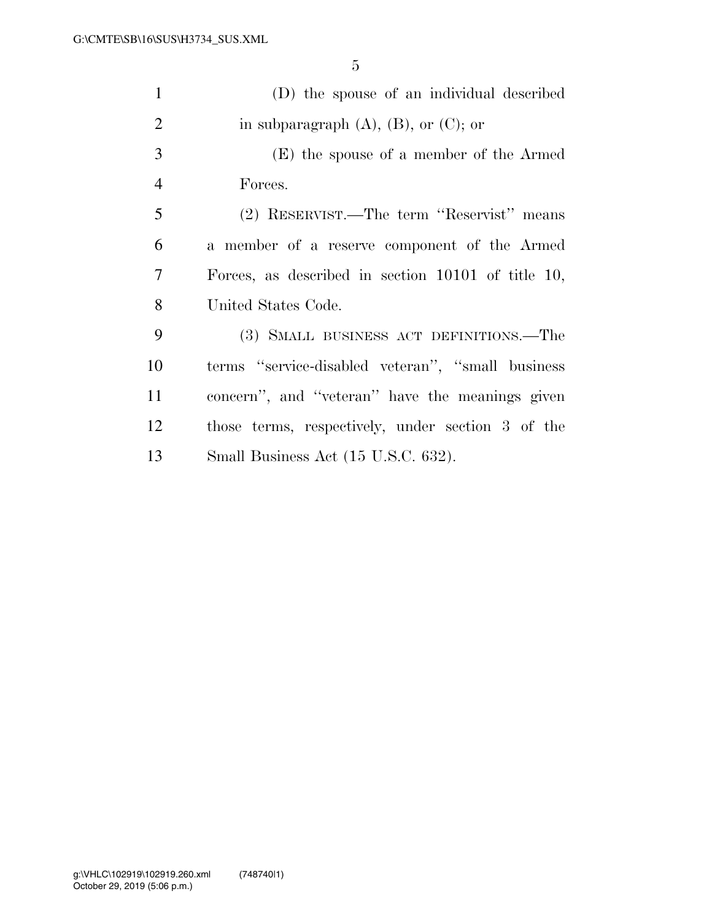(D) the spouse of an individual described in subparagraph (A), (B), or (C); or

(E) the spouse of a member of the Armed Forces.

(2) RESERVIST.—The term ''Reservist'' means a member of a reserve component of the Armed Forces, as described in section 10101 of title 10, United States Code.

(3) SMALL BUSINESS ACT DEFINITIONS.—The terms ''service-disabled veteran'', ''small business concern'', and ''veteran'' have the meanings given those terms, respectively, under section 3 of the Small Business Act (15 U.S.C. 632).